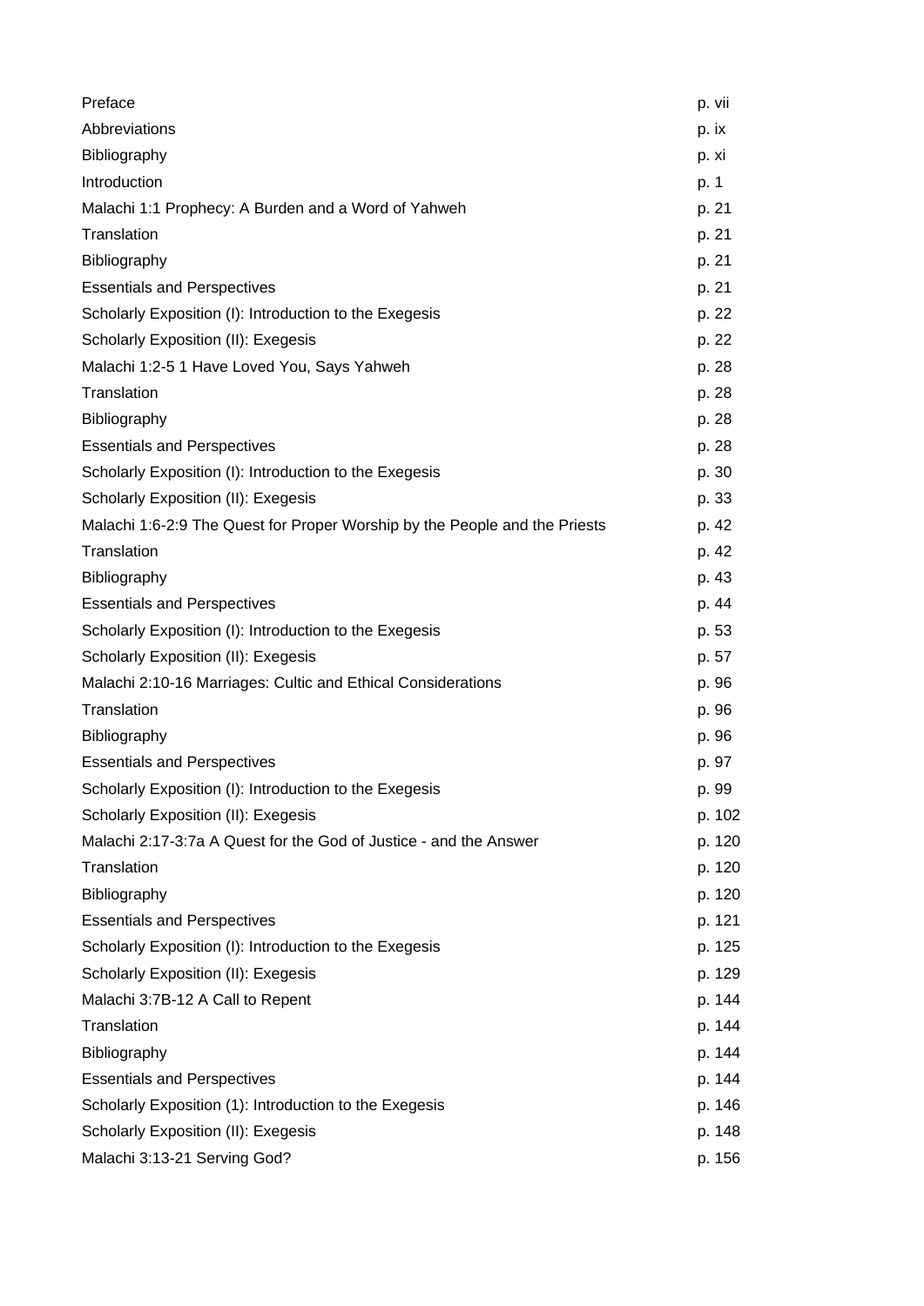| | |
|---|---|
| Preface | p. vii |
| Abbreviations | p. ix |
| Bibliography | p. xi |
| Introduction | p. 1 |
| Malachi 1:1 Prophecy: A Burden and a Word of Yahweh | p. 21 |
| Translation | p. 21 |
| Bibliography | p. 21 |
| Essentials and Perspectives | p. 21 |
| Scholarly Exposition (I): Introduction to the Exegesis | p. 22 |
| Scholarly Exposition (II): Exegesis | p. 22 |
| Malachi 1:2-5 1 Have Loved You, Says Yahweh | p. 28 |
| Translation | p. 28 |
| Bibliography | p. 28 |
| Essentials and Perspectives | p. 28 |
| Scholarly Exposition (I): Introduction to the Exegesis | p. 30 |
| Scholarly Exposition (II): Exegesis | p. 33 |
| Malachi 1:6-2:9 The Quest for Proper Worship by the People and the Priests | p. 42 |
| Translation | p. 42 |
| Bibliography | p. 43 |
| Essentials and Perspectives | p. 44 |
| Scholarly Exposition (I): Introduction to the Exegesis | p. 53 |
| Scholarly Exposition (II): Exegesis | p. 57 |
| Malachi 2:10-16 Marriages: Cultic and Ethical Considerations | p. 96 |
| Translation | p. 96 |
| Bibliography | p. 96 |
| Essentials and Perspectives | p. 97 |
| Scholarly Exposition (I): Introduction to the Exegesis | p. 99 |
| Scholarly Exposition (II): Exegesis | p. 102 |
| Malachi 2:17-3:7a A Quest for the God of Justice - and the Answer | p. 120 |
| Translation | p. 120 |
| Bibliography | p. 120 |
| Essentials and Perspectives | p. 121 |
| Scholarly Exposition (I): Introduction to the Exegesis | p. 125 |
| Scholarly Exposition (II): Exegesis | p. 129 |
| Malachi 3:7B-12 A Call to Repent | p. 144 |
| Translation | p. 144 |
| Bibliography | p. 144 |
| Essentials and Perspectives | p. 144 |
| Scholarly Exposition (1): Introduction to the Exegesis | p. 146 |
| Scholarly Exposition (II): Exegesis | p. 148 |
| Malachi 3:13-21 Serving God? | p. 156 |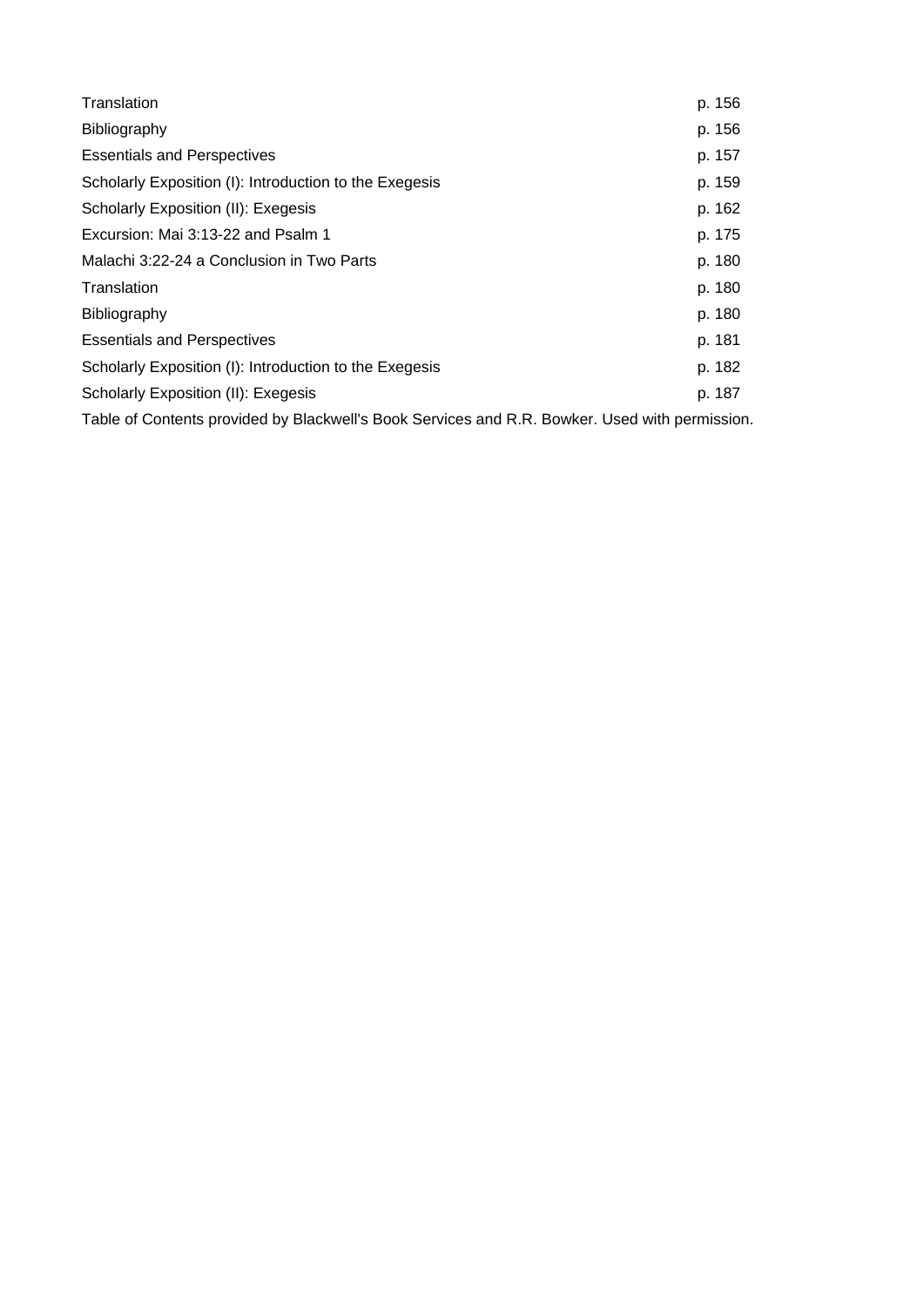| | |
|---|---|
| Translation | p. 156 |
| Bibliography | p. 156 |
| Essentials and Perspectives | p. 157 |
| Scholarly Exposition (I): Introduction to the Exegesis | p. 159 |
| Scholarly Exposition (II): Exegesis | p. 162 |
| Excursion: Mai 3:13-22 and Psalm 1 | p. 175 |
| Malachi 3:22-24 a Conclusion in Two Parts | p. 180 |
| Translation | p. 180 |
| Bibliography | p. 180 |
| Essentials and Perspectives | p. 181 |
| Scholarly Exposition (I): Introduction to the Exegesis | p. 182 |
| Scholarly Exposition (II): Exegesis | p. 187 |

Table of Contents provided by Blackwell's Book Services and R.R. Bowker. Used with permission.